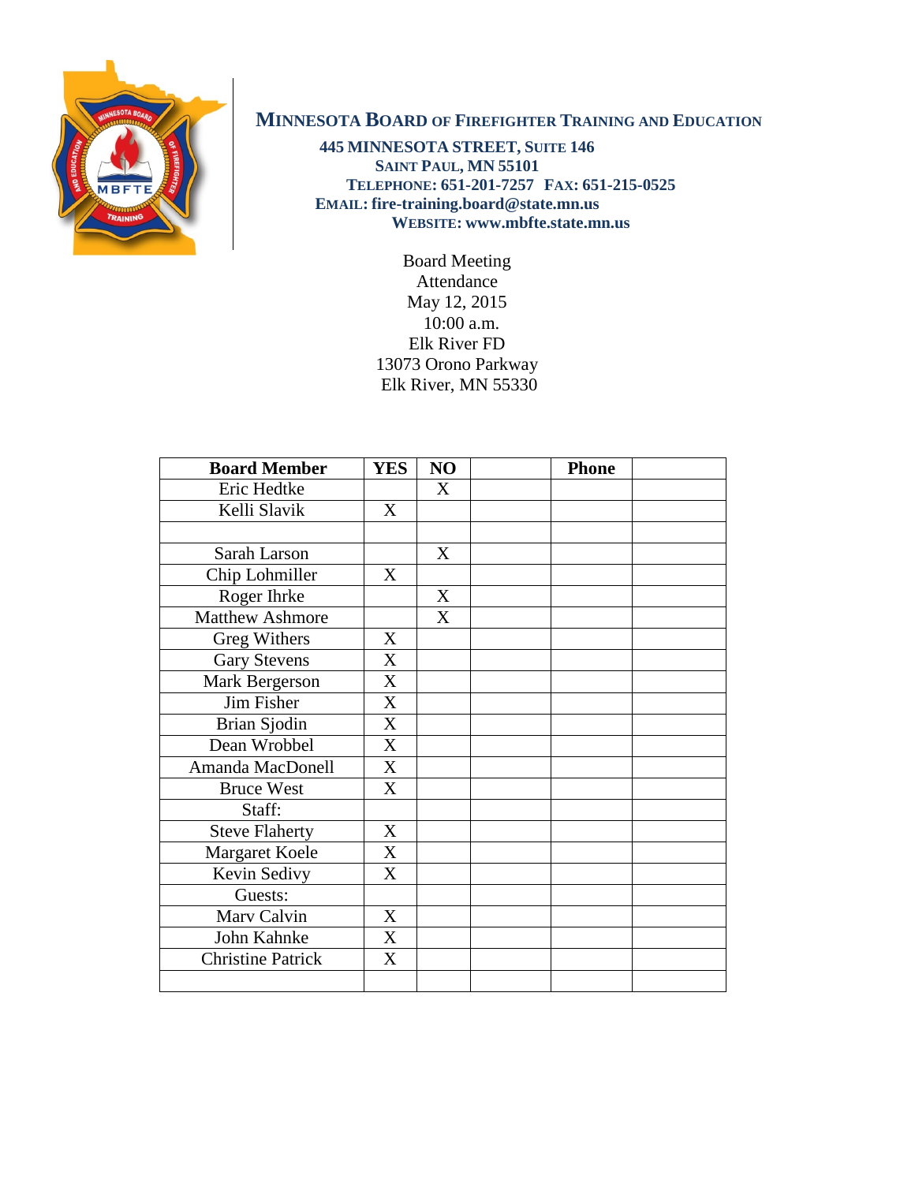# Minnesota Board of Firefighter Training and Education

**445 Minnesota Street, Suite 146**
**Saint Paul, MN 55101**
**Telephone: 651-201-7257 Fax: 651-215-0525**
**Email: fire-training.board@state.mn.us**
**Website: www.mbfte.state.mn.us**

Board Meeting
Attendance
May 12, 2015
10:00 a.m.
Elk River FD
13073 Orono Parkway
Elk River, MN 55330

| Board Member | YES | NO | | Phone | |
|---|---|---|---|---|---|
| Eric Hedtke | | X | | | |
| Kelli Slavik | X | | | | |
| | | | | | |
| Sarah Larson | | X | | | |
| Chip Lohmiller | X | | | | |
| Roger Ihrke | | X | | | |
| Matthew Ashmore | | X | | | |
| Greg Withers | X | | | | |
| Gary Stevens | X | | | | |
| Mark Bergerson | X | | | | |
| Jim Fisher | X | | | | |
| Brian Sjodin | X | | | | |
| Dean Wrobbel | X | | | | |
| Amanda MacDonell | X | | | | |
| Bruce West | X | | | | |
| Staff: | | | | | |
| Steve Flaherty | X | | | | |
| Margaret Koele | X | | | | |
| Kevin Sedivy | X | | | | |
| Guests: | | | | | |
| Marv Calvin | X | | | | |
| John Kahnke | X | | | | |
| Christine Patrick | X | | | | |
| | | | | | |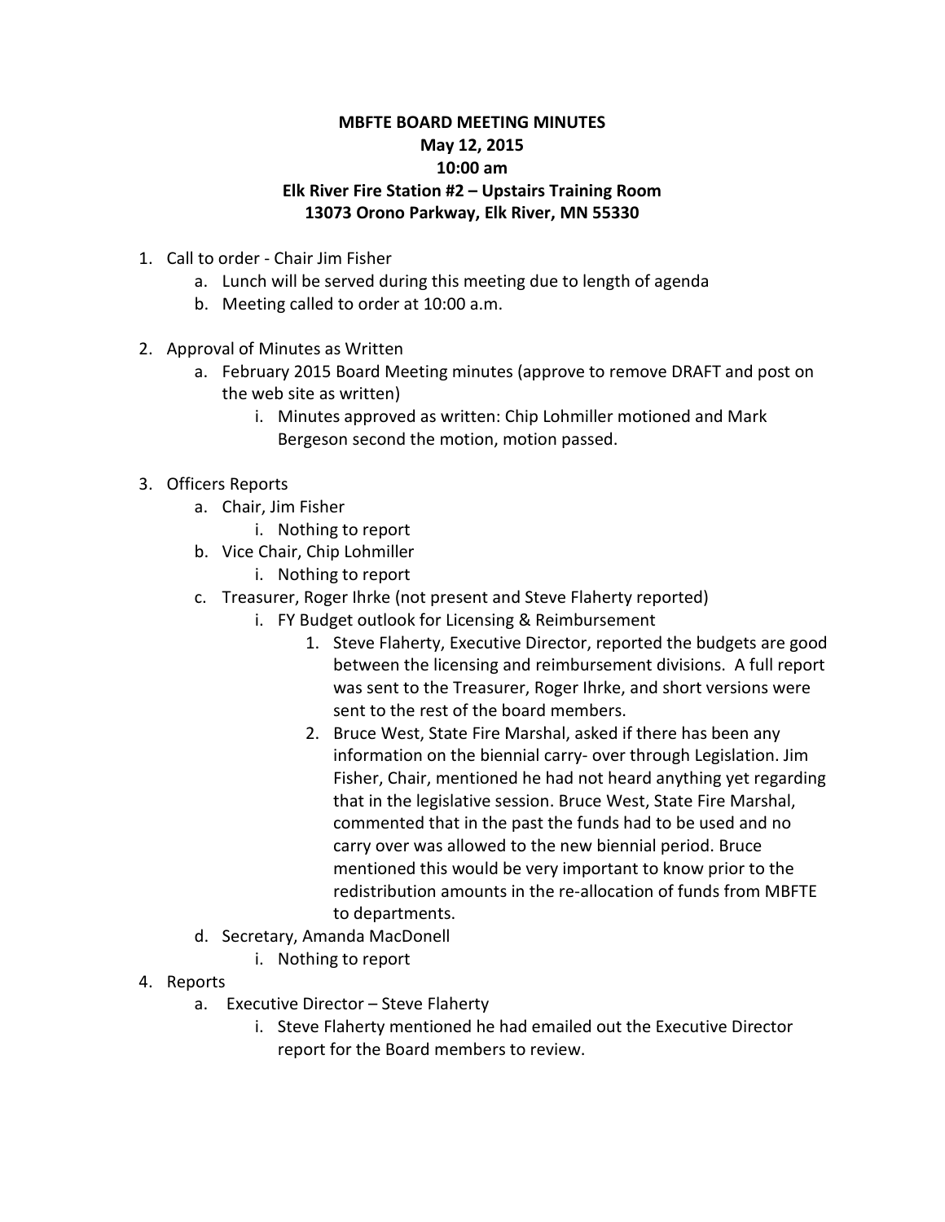**MBFTE BOARD MEETING MINUTES**
**May 12, 2015**
**10:00 am**
**Elk River Fire Station #2 – Upstairs Training Room**
**13073 Orono Parkway, Elk River, MN 55330**

1. Call to order - Chair Jim Fisher
   a. Lunch will be served during this meeting due to length of agenda
   b. Meeting called to order at 10:00 a.m.

2. Approval of Minutes as Written
   a. February 2015 Board Meeting minutes (approve to remove DRAFT and post on the web site as written)
      i. Minutes approved as written: Chip Lohmiller motioned and Mark Bergeson second the motion, motion passed.

3. Officers Reports
   a. Chair, Jim Fisher
      i. Nothing to report
   b. Vice Chair, Chip Lohmiller
      i. Nothing to report
   c. Treasurer, Roger Ihrke (not present and Steve Flaherty reported)
      i. FY Budget outlook for Licensing & Reimbursement
         1. Steve Flaherty, Executive Director, reported the budgets are good between the licensing and reimbursement divisions. A full report was sent to the Treasurer, Roger Ihrke, and short versions were sent to the rest of the board members.
         2. Bruce West, State Fire Marshal, asked if there has been any information on the biennial carry- over through Legislation. Jim Fisher, Chair, mentioned he had not heard anything yet regarding that in the legislative session. Bruce West, State Fire Marshal, commented that in the past the funds had to be used and no carry over was allowed to the new biennial period. Bruce mentioned this would be very important to know prior to the redistribution amounts in the re-allocation of funds from MBFTE to departments.
   d. Secretary, Amanda MacDonell
      i. Nothing to report

4. Reports
   a. Executive Director – Steve Flaherty
      i. Steve Flaherty mentioned he had emailed out the Executive Director report for the Board members to review.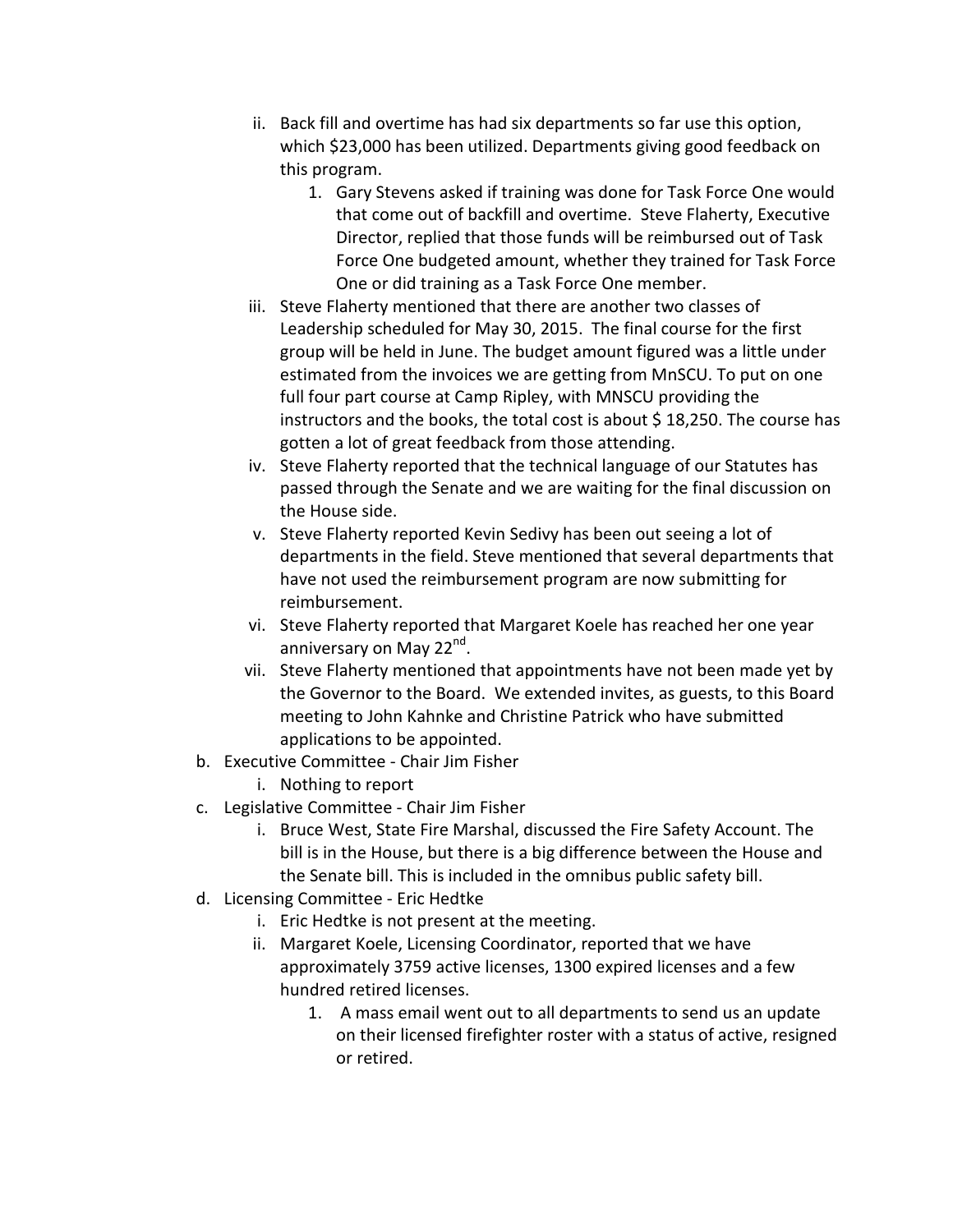ii. Back fill and overtime has had six departments so far use this option, which $23,000 has been utilized. Departments giving good feedback on this program.
      1. Gary Stevens asked if training was done for Task Force One would that come out of backfill and overtime. Steve Flaherty, Executive Director, replied that those funds will be reimbursed out of Task Force One budgeted amount, whether they trained for Task Force One or did training as a Task Force One member.
   iii. Steve Flaherty mentioned that there are another two classes of Leadership scheduled for May 30, 2015. The final course for the first group will be held in June. The budget amount figured was a little under estimated from the invoices we are getting from MnSCU. To put on one full four part course at Camp Ripley, with MNSCU providing the instructors and the books, the total cost is about $ 18,250. The course has gotten a lot of great feedback from those attending.
   iv. Steve Flaherty reported that the technical language of our Statutes has passed through the Senate and we are waiting for the final discussion on the House side.
   v. Steve Flaherty reported Kevin Sedivy has been out seeing a lot of departments in the field. Steve mentioned that several departments that have not used the reimbursement program are now submitting for reimbursement.
   vi. Steve Flaherty reported that Margaret Koele has reached her one year anniversary on May 22nd.
   vii. Steve Flaherty mentioned that appointments have not been made yet by the Governor to the Board. We extended invites, as guests, to this Board meeting to John Kahnke and Christine Patrick who have submitted applications to be appointed.

b. Executive Committee - Chair Jim Fisher
   i. Nothing to report

c. Legislative Committee - Chair Jim Fisher
   i. Bruce West, State Fire Marshal, discussed the Fire Safety Account. The bill is in the House, but there is a big difference between the House and the Senate bill. This is included in the omnibus public safety bill.

d. Licensing Committee - Eric Hedtke
   i. Eric Hedtke is not present at the meeting.
   ii. Margaret Koele, Licensing Coordinator, reported that we have approximately 3759 active licenses, 1300 expired licenses and a few hundred retired licenses.
      1. A mass email went out to all departments to send us an update on their licensed firefighter roster with a status of active, resigned or retired.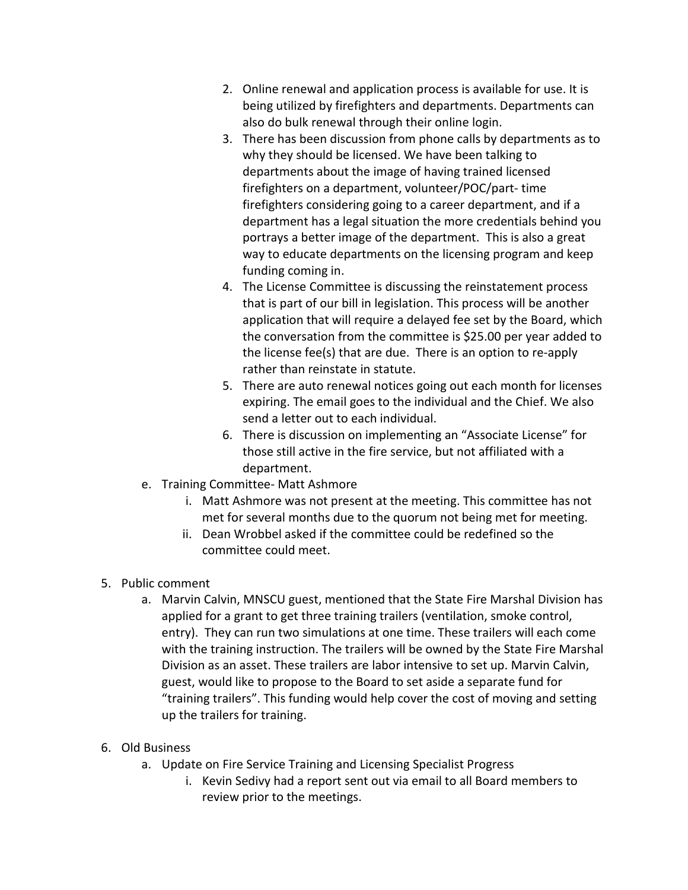2. Online renewal and application process is available for use. It is being utilized by firefighters and departments. Departments can also do bulk renewal through their online login.
3. There has been discussion from phone calls by departments as to why they should be licensed. We have been talking to departments about the image of having trained licensed firefighters on a department, volunteer/POC/part- time firefighters considering going to a career department, and if a department has a legal situation the more credentials behind you portrays a better image of the department. This is also a great way to educate departments on the licensing program and keep funding coming in.
4. The License Committee is discussing the reinstatement process that is part of our bill in legislation. This process will be another application that will require a delayed fee set by the Board, which the conversation from the committee is $25.00 per year added to the license fee(s) that are due. There is an option to re-apply rather than reinstate in statute.
5. There are auto renewal notices going out each month for licenses expiring. The email goes to the individual and the Chief. We also send a letter out to each individual.
6. There is discussion on implementing an "Associate License" for those still active in the fire service, but not affiliated with a department.

e. Training Committee- Matt Ashmore
   i. Matt Ashmore was not present at the meeting. This committee has not met for several months due to the quorum not being met for meeting.
   ii. Dean Wrobbel asked if the committee could be redefined so the committee could meet.

5. Public comment
   a. Marvin Calvin, MNSCU guest, mentioned that the State Fire Marshal Division has applied for a grant to get three training trailers (ventilation, smoke control, entry). They can run two simulations at one time. These trailers will each come with the training instruction. The trailers will be owned by the State Fire Marshal Division as an asset. These trailers are labor intensive to set up. Marvin Calvin, guest, would like to propose to the Board to set aside a separate fund for "training trailers". This funding would help cover the cost of moving and setting up the trailers for training.

6. Old Business
   a. Update on Fire Service Training and Licensing Specialist Progress
      i. Kevin Sedivy had a report sent out via email to all Board members to review prior to the meetings.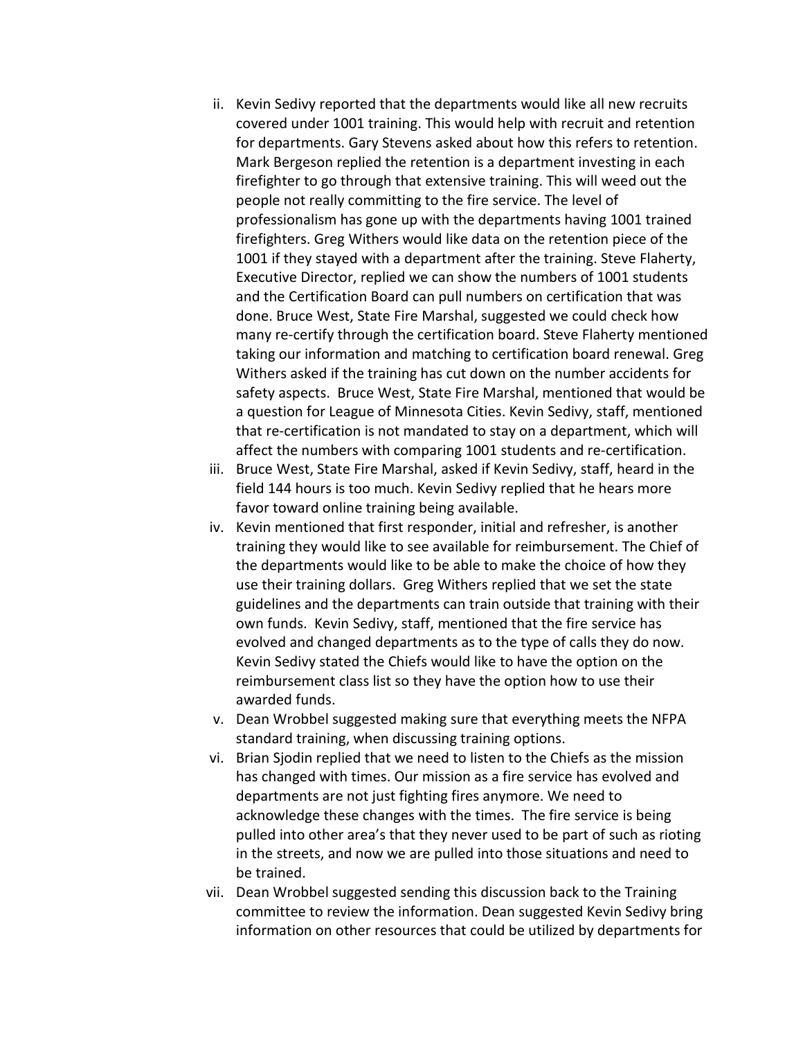ii. Kevin Sedivy reported that the departments would like all new recruits covered under 1001 training. This would help with recruit and retention for departments. Gary Stevens asked about how this refers to retention. Mark Bergeson replied the retention is a department investing in each firefighter to go through that extensive training. This will weed out the people not really committing to the fire service. The level of professionalism has gone up with the departments having 1001 trained firefighters. Greg Withers would like data on the retention piece of the 1001 if they stayed with a department after the training. Steve Flaherty, Executive Director, replied we can show the numbers of 1001 students and the Certification Board can pull numbers on certification that was done. Bruce West, State Fire Marshal, suggested we could check how many re-certify through the certification board. Steve Flaherty mentioned taking our information and matching to certification board renewal. Greg Withers asked if the training has cut down on the number accidents for safety aspects. Bruce West, State Fire Marshal, mentioned that would be a question for League of Minnesota Cities. Kevin Sedivy, staff, mentioned that re-certification is not mandated to stay on a department, which will affect the numbers with comparing 1001 students and re-certification.

iii. Bruce West, State Fire Marshal, asked if Kevin Sedivy, staff, heard in the field 144 hours is too much. Kevin Sedivy replied that he hears more favor toward online training being available.

iv. Kevin mentioned that first responder, initial and refresher, is another training they would like to see available for reimbursement. The Chief of the departments would like to be able to make the choice of how they use their training dollars. Greg Withers replied that we set the state guidelines and the departments can train outside that training with their own funds. Kevin Sedivy, staff, mentioned that the fire service has evolved and changed departments as to the type of calls they do now. Kevin Sedivy stated the Chiefs would like to have the option on the reimbursement class list so they have the option how to use their awarded funds.

v. Dean Wrobbel suggested making sure that everything meets the NFPA standard training, when discussing training options.

vi. Brian Sjodin replied that we need to listen to the Chiefs as the mission has changed with times. Our mission as a fire service has evolved and departments are not just fighting fires anymore. We need to acknowledge these changes with the times. The fire service is being pulled into other area's that they never used to be part of such as rioting in the streets, and now we are pulled into those situations and need to be trained.

vii. Dean Wrobbel suggested sending this discussion back to the Training committee to review the information. Dean suggested Kevin Sedivy bring information on other resources that could be utilized by departments for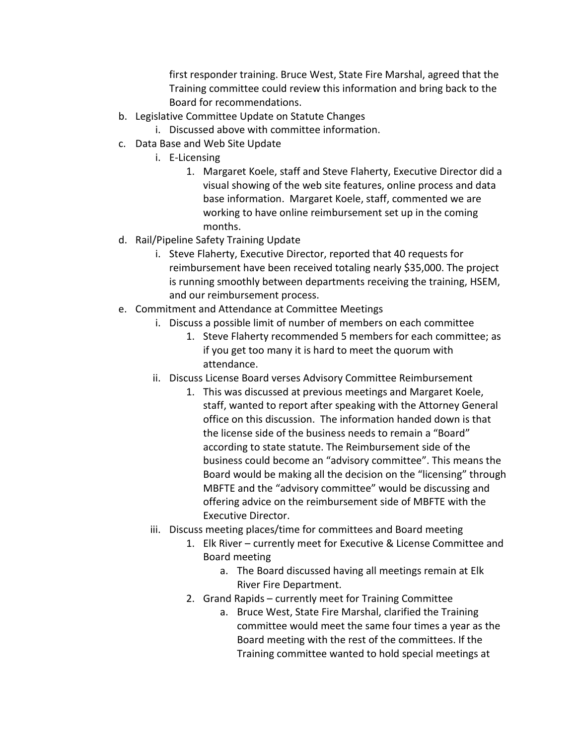first responder training. Bruce West, State Fire Marshal, agreed that the Training committee could review this information and bring back to the Board for recommendations.

b. Legislative Committee Update on Statute Changes
    i. Discussed above with committee information.
c. Data Base and Web Site Update
    i. E-Licensing
        1. Margaret Koele, staff and Steve Flaherty, Executive Director did a visual showing of the web site features, online process and data base information. Margaret Koele, staff, commented we are working to have online reimbursement set up in the coming months.
d. Rail/Pipeline Safety Training Update
    i. Steve Flaherty, Executive Director, reported that 40 requests for reimbursement have been received totaling nearly $35,000. The project is running smoothly between departments receiving the training, HSEM, and our reimbursement process.
e. Commitment and Attendance at Committee Meetings
    i. Discuss a possible limit of number of members on each committee
        1. Steve Flaherty recommended 5 members for each committee; as if you get too many it is hard to meet the quorum with attendance.
    ii. Discuss License Board verses Advisory Committee Reimbursement
        1. This was discussed at previous meetings and Margaret Koele, staff, wanted to report after speaking with the Attorney General office on this discussion. The information handed down is that the license side of the business needs to remain a "Board" according to state statute. The Reimbursement side of the business could become an "advisory committee". This means the Board would be making all the decision on the "licensing" through MBFTE and the "advisory committee" would be discussing and offering advice on the reimbursement side of MBFTE with the Executive Director.
    iii. Discuss meeting places/time for committees and Board meeting
        1. Elk River – currently meet for Executive & License Committee and Board meeting
            a. The Board discussed having all meetings remain at Elk River Fire Department.
        2. Grand Rapids – currently meet for Training Committee
            a. Bruce West, State Fire Marshal, clarified the Training committee would meet the same four times a year as the Board meeting with the rest of the committees. If the Training committee wanted to hold special meetings at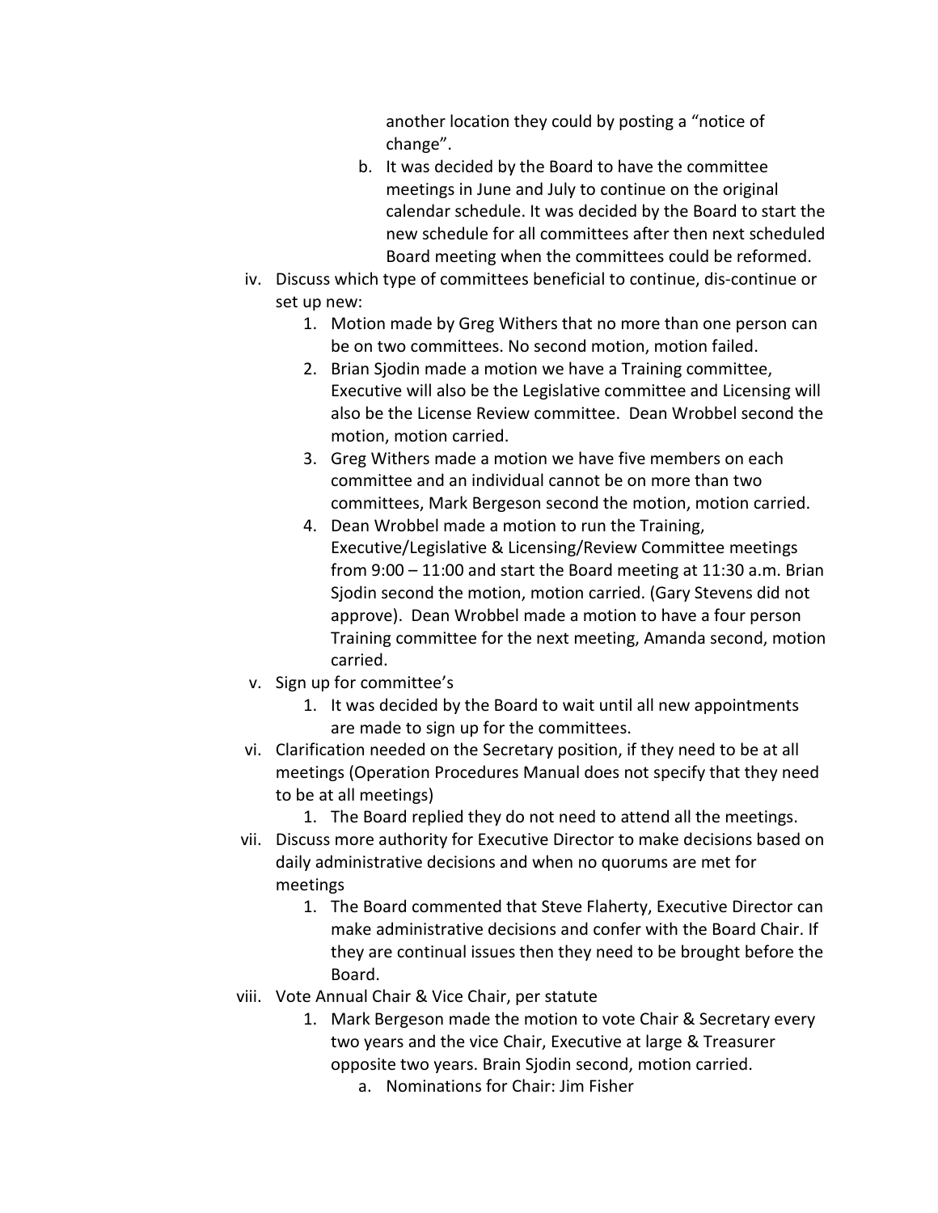another location they could by posting a "notice of change".

   b. It was decided by the Board to have the committee meetings in June and July to continue on the original calendar schedule. It was decided by the Board to start the new schedule for all committees after then next scheduled Board meeting when the committees could be reformed.

iv. Discuss which type of committees beneficial to continue, dis-continue or set up new:

   1. Motion made by Greg Withers that no more than one person can be on two committees. No second motion, motion failed.
   2. Brian Sjodin made a motion we have a Training committee, Executive will also be the Legislative committee and Licensing will also be the License Review committee. Dean Wrobbel second the motion, motion carried.
   3. Greg Withers made a motion we have five members on each committee and an individual cannot be on more than two committees, Mark Bergeson second the motion, motion carried.
   4. Dean Wrobbel made a motion to run the Training, Executive/Legislative & Licensing/Review Committee meetings from 9:00 – 11:00 and start the Board meeting at 11:30 a.m. Brian Sjodin second the motion, motion carried. (Gary Stevens did not approve). Dean Wrobbel made a motion to have a four person Training committee for the next meeting, Amanda second, motion carried.

v. Sign up for committee's

   1. It was decided by the Board to wait until all new appointments are made to sign up for the committees.

vi. Clarification needed on the Secretary position, if they need to be at all meetings (Operation Procedures Manual does not specify that they need to be at all meetings)

   1. The Board replied they do not need to attend all the meetings.

vii. Discuss more authority for Executive Director to make decisions based on daily administrative decisions and when no quorums are met for meetings

   1. The Board commented that Steve Flaherty, Executive Director can make administrative decisions and confer with the Board Chair. If they are continual issues then they need to be brought before the Board.

viii. Vote Annual Chair & Vice Chair, per statute

   1. Mark Bergeson made the motion to vote Chair & Secretary every two years and the vice Chair, Executive at large & Treasurer opposite two years. Brain Sjodin second, motion carried.
      a. Nominations for Chair: Jim Fisher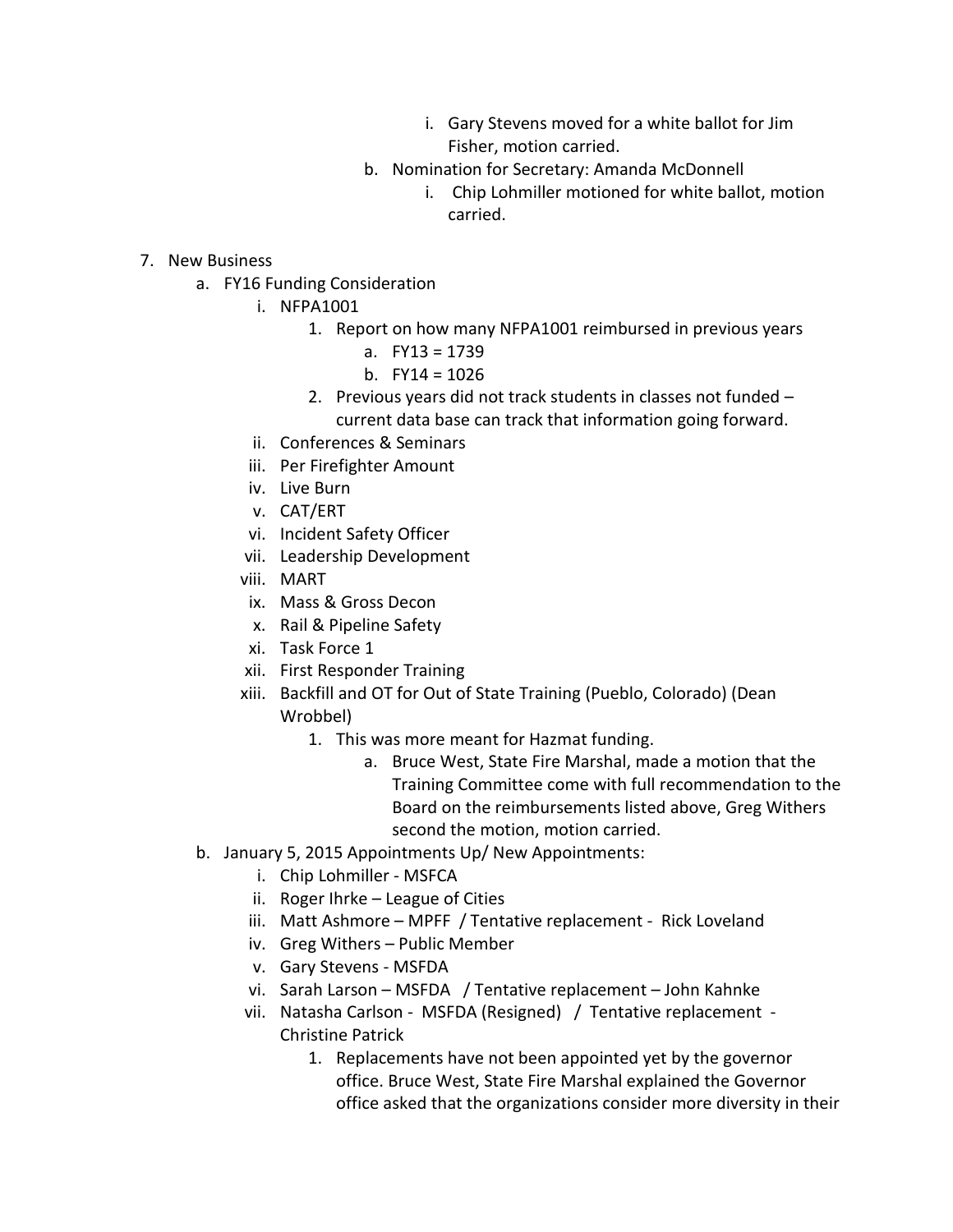i. Gary Stevens moved for a white ballot for Jim Fisher, motion carried.
        b. Nomination for Secretary: Amanda McDonnell
            i. Chip Lohmiller motioned for white ballot, motion carried.

7. New Business
    a. FY16 Funding Consideration
        i. NFPA1001
            1. Report on how many NFPA1001 reimbursed in previous years
                a. FY13 = 1739
                b. FY14 = 1026
            2. Previous years did not track students in classes not funded – current data base can track that information going forward.
        ii. Conferences & Seminars
        iii. Per Firefighter Amount
        iv. Live Burn
        v. CAT/ERT
        vi. Incident Safety Officer
        vii. Leadership Development
        viii. MART
        ix. Mass & Gross Decon
        x. Rail & Pipeline Safety
        xi. Task Force 1
        xii. First Responder Training
        xiii. Backfill and OT for Out of State Training (Pueblo, Colorado) (Dean Wrobbel)
            1. This was more meant for Hazmat funding.
                a. Bruce West, State Fire Marshal, made a motion that the Training Committee come with full recommendation to the Board on the reimbursements listed above, Greg Withers second the motion, motion carried.
    b. January 5, 2015 Appointments Up/ New Appointments:
        i. Chip Lohmiller - MSFCA
        ii. Roger Ihrke – League of Cities
        iii. Matt Ashmore – MPFF / Tentative replacement - Rick Loveland
        iv. Greg Withers – Public Member
        v. Gary Stevens - MSFDA
        vi. Sarah Larson – MSFDA / Tentative replacement – John Kahnke
        vii. Natasha Carlson - MSFDA (Resigned) / Tentative replacement - Christine Patrick
            1. Replacements have not been appointed yet by the governor office. Bruce West, State Fire Marshal explained the Governor office asked that the organizations consider more diversity in their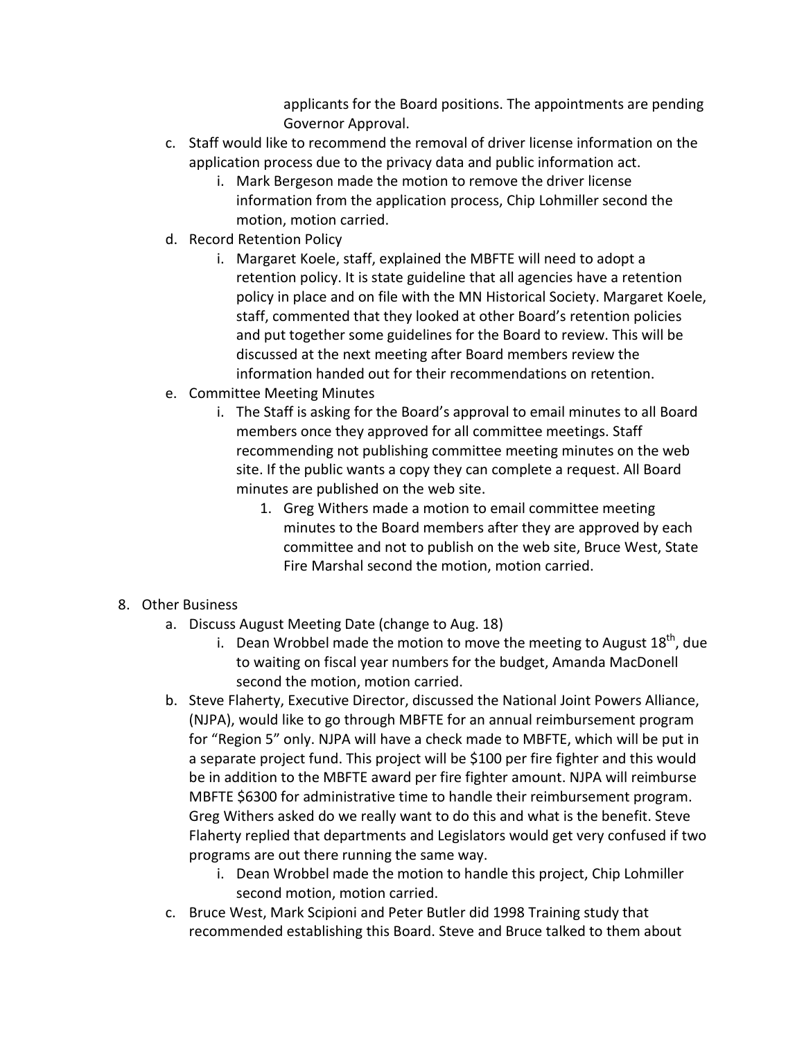applicants for the Board positions. The appointments are pending Governor Approval.

c. Staff would like to recommend the removal of driver license information on the application process due to the privacy data and public information act.
   i. Mark Bergeson made the motion to remove the driver license information from the application process, Chip Lohmiller second the motion, motion carried.

d. Record Retention Policy
   i. Margaret Koele, staff, explained the MBFTE will need to adopt a retention policy. It is state guideline that all agencies have a retention policy in place and on file with the MN Historical Society. Margaret Koele, staff, commented that they looked at other Board's retention policies and put together some guidelines for the Board to review. This will be discussed at the next meeting after Board members review the information handed out for their recommendations on retention.

e. Committee Meeting Minutes
   i. The Staff is asking for the Board's approval to email minutes to all Board members once they approved for all committee meetings. Staff recommending not publishing committee meeting minutes on the web site. If the public wants a copy they can complete a request. All Board minutes are published on the web site.
      1. Greg Withers made a motion to email committee meeting minutes to the Board members after they are approved by each committee and not to publish on the web site, Bruce West, State Fire Marshal second the motion, motion carried.

8. Other Business
   a. Discuss August Meeting Date (change to Aug. 18)
      i. Dean Wrobbel made the motion to move the meeting to August 18th, due to waiting on fiscal year numbers for the budget, Amanda MacDonell second the motion, motion carried.
   b. Steve Flaherty, Executive Director, discussed the National Joint Powers Alliance, (NJPA), would like to go through MBFTE for an annual reimbursement program for "Region 5" only. NJPA will have a check made to MBFTE, which will be put in a separate project fund. This project will be $100 per fire fighter and this would be in addition to the MBFTE award per fire fighter amount. NJPA will reimburse MBFTE $6300 for administrative time to handle their reimbursement program. Greg Withers asked do we really want to do this and what is the benefit. Steve Flaherty replied that departments and Legislators would get very confused if two programs are out there running the same way.
      i. Dean Wrobbel made the motion to handle this project, Chip Lohmiller second motion, motion carried.
   c. Bruce West, Mark Scipioni and Peter Butler did 1998 Training study that recommended establishing this Board. Steve and Bruce talked to them about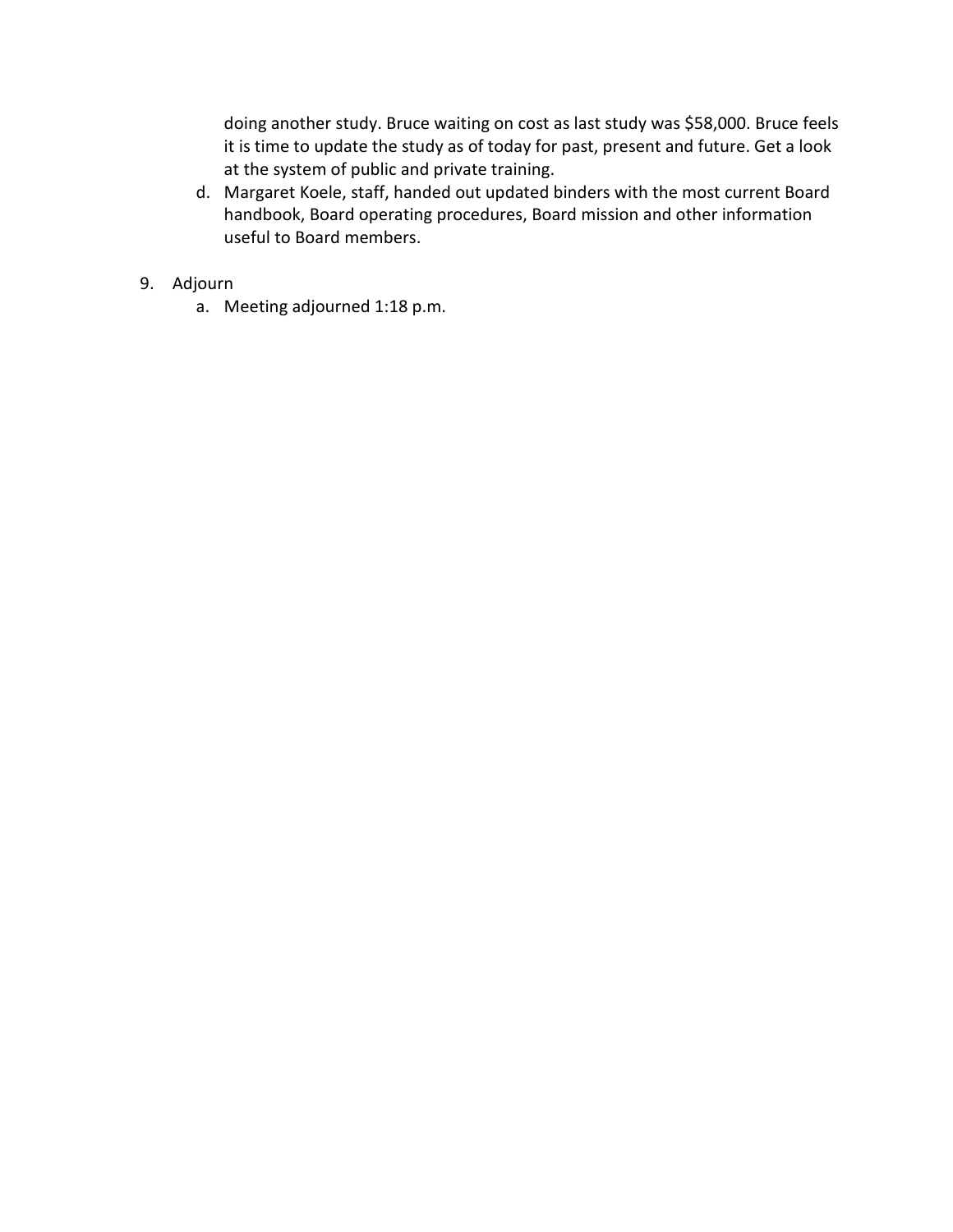doing another study. Bruce waiting on cost as last study was $58,000. Bruce feels it is time to update the study as of today for past, present and future. Get a look at the system of public and private training.

d. Margaret Koele, staff, handed out updated binders with the most current Board handbook, Board operating procedures, Board mission and other information useful to Board members.

9. Adjourn
   a. Meeting adjourned 1:18 p.m.